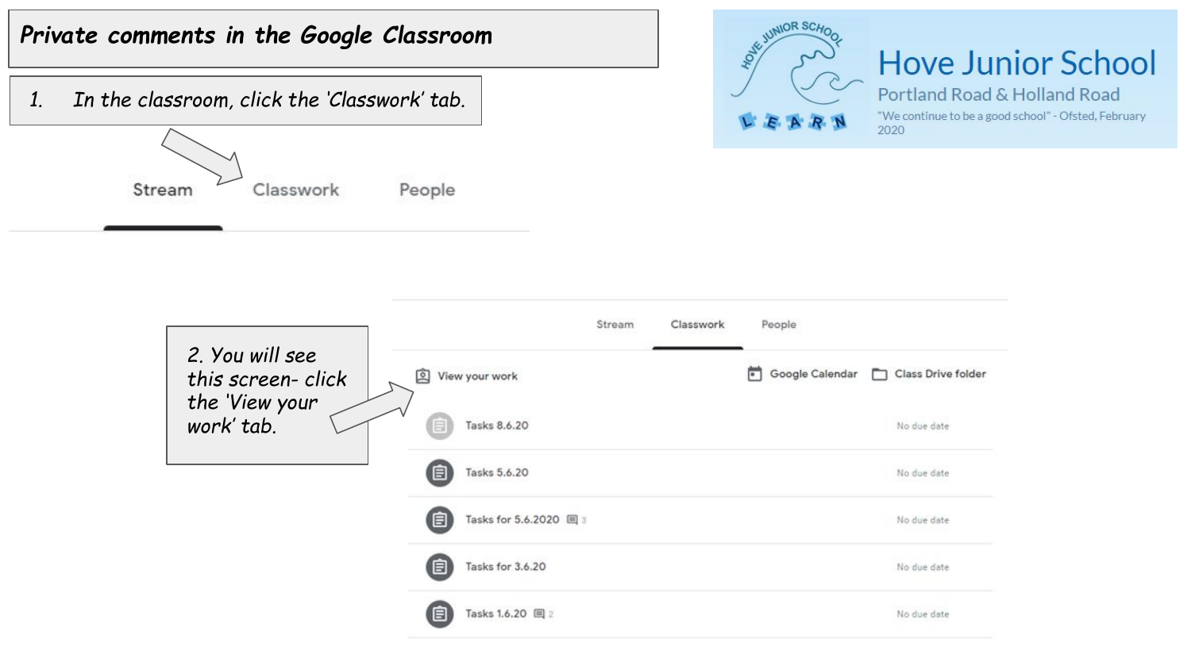# Private comments in the Google Classroom

**Hove Junior School**

Portland Road & Holland Road

"We continue to be a good school" - Ofsted, February 2020

1. In the classroom, click the 'Classwork' tab.

Stream Classwork People

2. You will see this screen- click the 'View your work' tab.

Stream Classwork People

View your work Google Calendar Class Drive folder

| | |
|---|---|
| Tasks 8.6.20 | No due date |
| Tasks 5.6.20 | No due date |
| Tasks for 5.6.2020 3 | No due date |
| Tasks for 3.6.20 | No due date |
| Tasks 1.6.20 2 | No due date |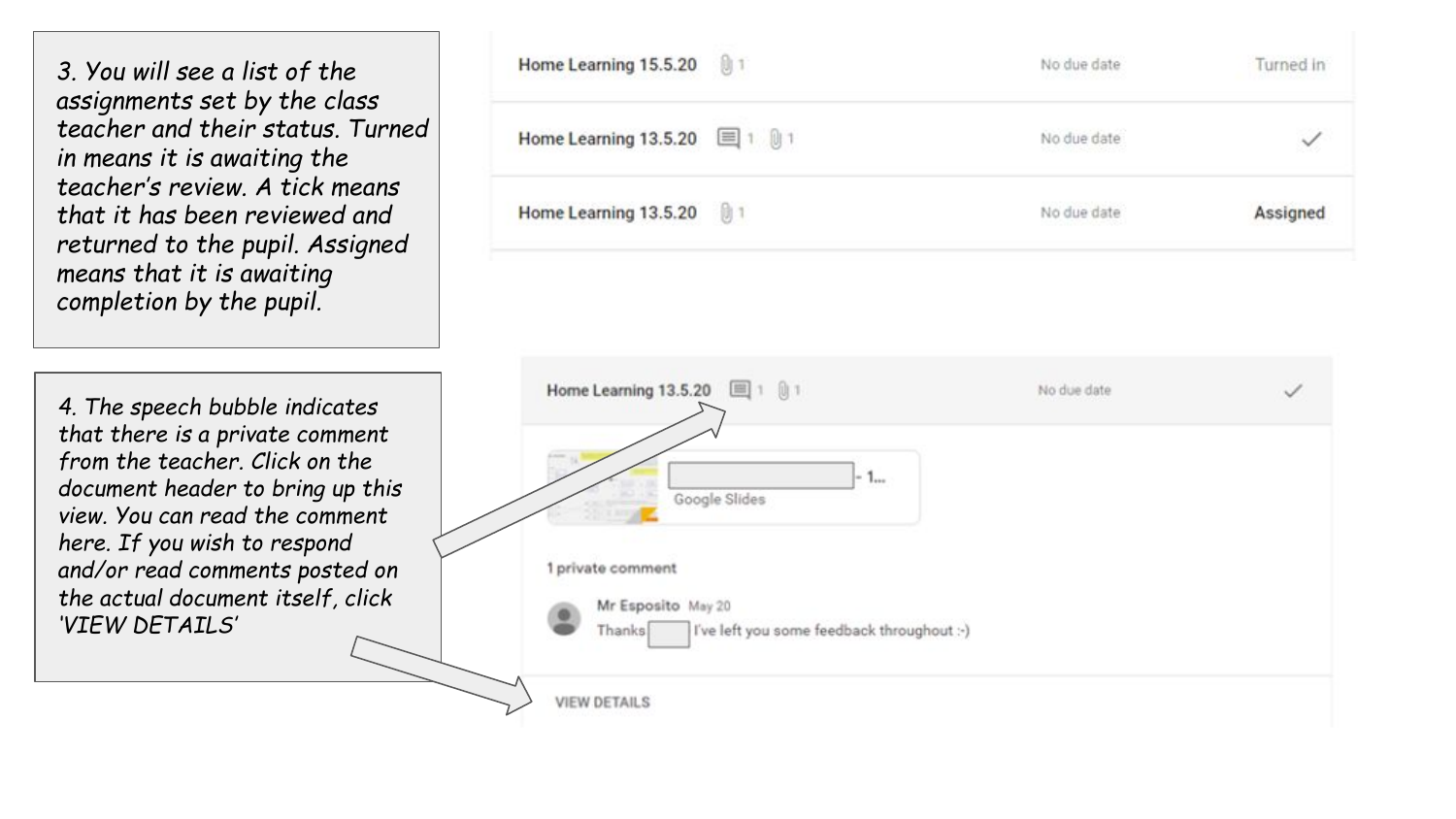*3. You will see a list of the assignments set by the class teacher and their status. Turned in means it is awaiting the teacher's review. A tick means that it has been reviewed and returned to the pupil. Assigned means that it is awaiting completion by the pupil.*

| Assignment | | Due date | Status |
|---|---|---|---|
| Home Learning 15.5.20 | 1 | No due date | Turned in |
| Home Learning 13.5.20 | 1 1 | No due date | ✓ |
| Home Learning 13.5.20 | 1 | No due date | Assigned |

*4. The speech bubble indicates that there is a private comment from the teacher. Click on the document header to bring up this view. You can read the comment here. If you wish to respond and/or read comments posted on the actual document itself, click 'VIEW DETAILS'*

Home Learning 13.5.20 1 1 No due date ✓

- 1...
Google Slides

1 private comment

Mr Esposito May 20
Thanks I've left you some feedback throughout :-)

VIEW DETAILS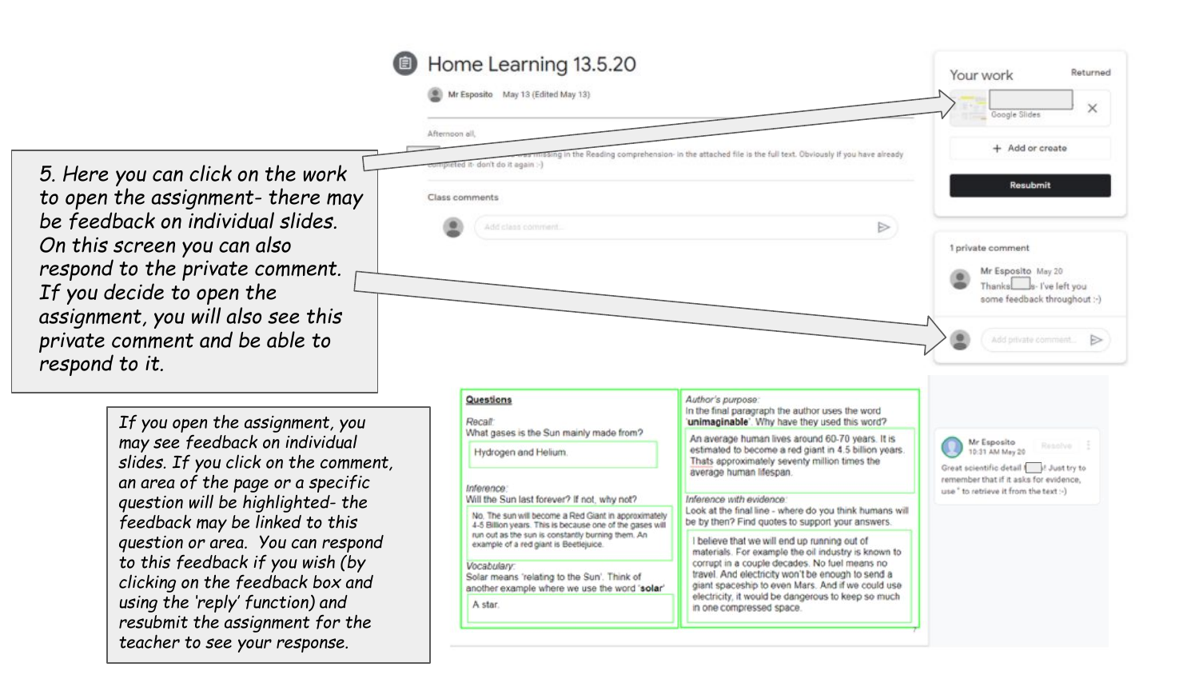5. *Here you can click on the work to open the assignment- there may be feedback on individual slides. On this screen you can also respond to the private comment. If you decide to open the assignment, you will also see this private comment and be able to respond to it.*

*If you open the assignment, you may see feedback on individual slides. If you click on the comment, an area of the page or a specific question will be highlighted- the feedback may be linked to this question or area. You can respond to this feedback if you wish (by clicking on the feedback box and using the 'reply' function) and resubmit the assignment for the teacher to see your response.*

Home Learning 13.5.20

Mr Esposito May 13 (Edited May 13)

Afternoon all,

... was missing in the Reading comprehension- in the attached file is the full text. Obviously if you have already completed it- don't do it again :-)

Class comments

Add class comment...

Your work — Returned

Google Slides

+ Add or create

Resubmit

1 private comment

Mr Esposito May 20

Thanks ...s- I've left you some feedback throughout :-)

Add private comment...

**Questions**

*Recall:*
What gases is the Sun mainly made from?

Hydrogen and Helium.

*Inference:*
Will the Sun last forever? If not, why not?

No. The sun will become a Red Giant in approximately 4-5 Billion years. This is because one of the gases will run out as the sun is constantly burning them. An example of a red giant is Beetlejuice.

*Vocabulary:*
Solar means 'relating to the Sun'. Think of another example where we use the word '**solar**'

A star.

*Author's purpose:*
In the final paragraph the author uses the word '**unimaginable**'. Why have they used this word?

An average human lives around 60-70 years. It is estimated to become a red giant in 4.5 billion years. Thats approximately seventy million times the average human lifespan.

*Inference with evidence:*
Look at the final line - where do you think humans will be by then? Find quotes to support your answers.

I believe that we will end up running out of materials. For example the oil industry is known to corrupt in a couple decades. No fuel means no travel. And electricity won't be enough to send a giant spaceship to even Mars. And if we could use electricity, it would be dangerous to keep so much in one compressed space.

Mr Esposito 10:31 AM May 20 — Resolve

Great scientific detail ...! Just try to remember that if it asks for evidence, use " to retrieve it from the text :-)